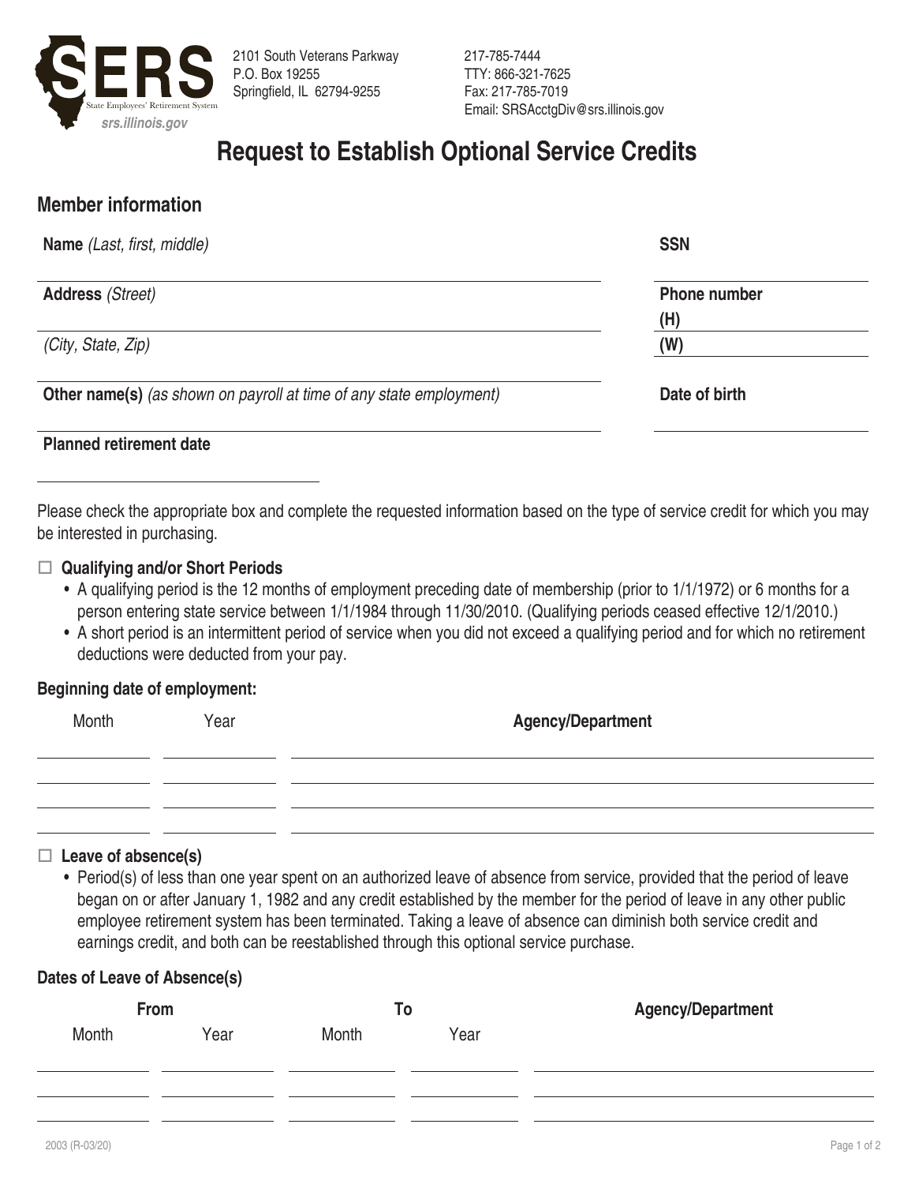SERS
State Employees' Retirement System
srs.illinois.gov

2101 South Veterans Parkway
P.O. Box 19255
Springfield, IL 62794-9255

217-785-7444
TTY: 866-321-7625
Fax: 217-785-7019
Email: SRSAcctgDiv@srs.illinois.gov

# Request to Establish Optional Service Credits

## Member information

| **Name** *(Last, first, middle)* | **SSN** |
|---|---|
| | |
| **Address** *(Street)* | **Phone number** **(H)** |
| *(City, State, Zip)* | **(W)** |
| **Other name(s)** *(as shown on payroll at time of any state employment)* | **Date of birth** |
| | |

**Planned retirement date**

______________________________

Please check the appropriate box and complete the requested information based on the type of service credit for which you may be interested in purchasing.

☐ **Qualifying and/or Short Periods**

- A qualifying period is the 12 months of employment preceding date of membership (prior to 1/1/1972) or 6 months for a person entering state service between 1/1/1984 through 11/30/2010. (Qualifying periods ceased effective 12/1/2010.)
- A short period is an intermittent period of service when you did not exceed a qualifying period and for which no retirement deductions were deducted from your pay.

**Beginning date of employment:**

| Month | Year | **Agency/Department** |
|---|---|---|
| | | |
| | | |
| | | |
| | | |

☐ **Leave of absence(s)**

- Period(s) of less than one year spent on an authorized leave of absence from service, provided that the period of leave began on or after January 1, 1982 and any credit established by the member for the period of leave in any other public employee retirement system has been terminated. Taking a leave of absence can diminish both service credit and earnings credit, and both can be reestablished through this optional service purchase.

**Dates of Leave of Absence(s)**

| **From** | | **To** | | **Agency/Department** |
|---|---|---|---|---|
| Month | Year | Month | Year | |
| | | | | |
| | | | | |
| | | | | |

2003 (R-03/20)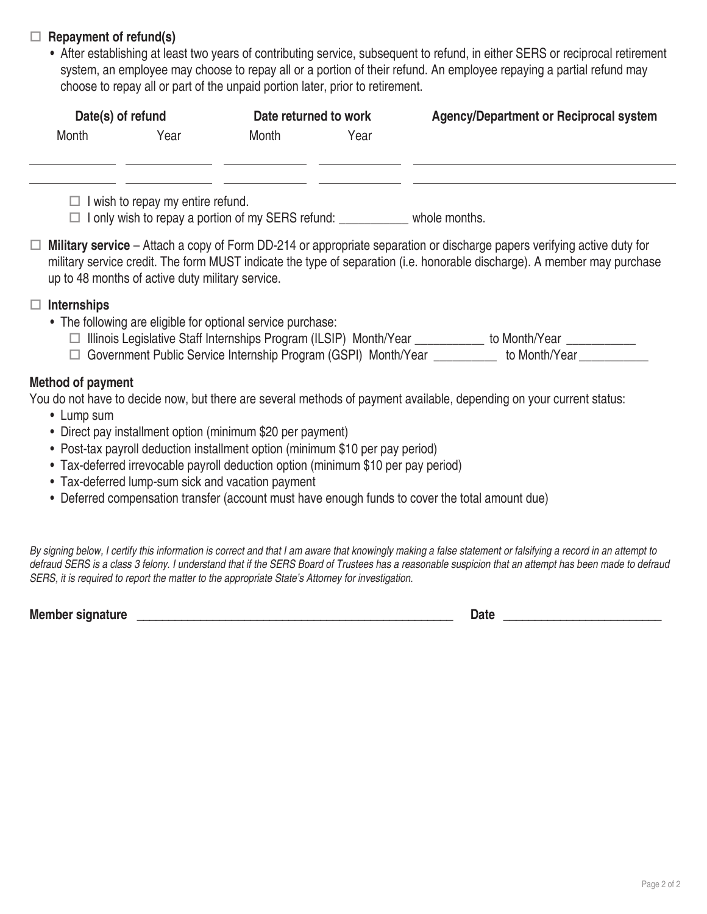☐ **Repayment of refund(s)**

- After establishing at least two years of contributing service, subsequent to refund, in either SERS or reciprocal retirement system, an employee may choose to repay all or a portion of their refund. An employee repaying a partial refund may choose to repay all or part of the unpaid portion later, prior to retirement.

| Date(s) of refund | | Date returned to work | | Agency/Department or Reciprocal system |
|---|---|---|---|---|
| Month | Year | Month | Year | |
| | | | | |
| | | | | |

☐ I wish to repay my entire refund.
☐ I only wish to repay a portion of my SERS refund: ___________ whole months.

☐ **Military service** – Attach a copy of Form DD-214 or appropriate separation or discharge papers verifying active duty for military service credit. The form MUST indicate the type of separation (i.e. honorable discharge). A member may purchase up to 48 months of active duty military service.

☐ **Internships**

- The following are eligible for optional service purchase:
  - ☐ Illinois Legislative Staff Internships Program (ILSIP) Month/Year ___________ to Month/Year ___________
  - ☐ Government Public Service Internship Program (GSPI) Month/Year __________ to Month/Year ___________

**Method of payment**

You do not have to decide now, but there are several methods of payment available, depending on your current status:

- Lump sum
- Direct pay installment option (minimum $20 per payment)
- Post-tax payroll deduction installment option (minimum $10 per pay period)
- Tax-deferred irrevocable payroll deduction option (minimum $10 per pay period)
- Tax-deferred lump-sum sick and vacation payment
- Deferred compensation transfer (account must have enough funds to cover the total amount due)

*By signing below, I certify this information is correct and that I am aware that knowingly making a false statement or falsifying a record in an attempt to defraud SERS is a class 3 felony. I understand that if the SERS Board of Trustees has a reasonable suspicion that an attempt has been made to defraud SERS, it is required to report the matter to the appropriate State's Attorney for investigation.*

**Member signature** ____________________________________________________ **Date** _________________________